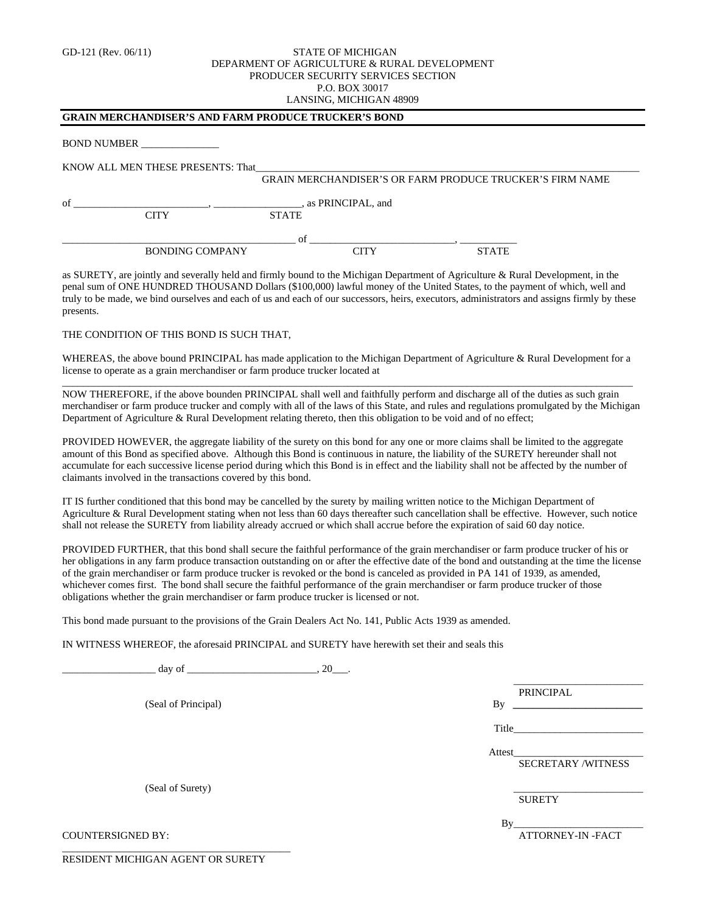GD-121 (Rev. 06/11)

STATE OF MICHIGAN
DEPARMENT OF AGRICULTURE & RURAL DEVELOPMENT
PRODUCER SECURITY SERVICES SECTION
P.O. BOX 30017
LANSING, MICHIGAN 48909

**GRAIN MERCHANDISER'S AND FARM PRODUCE TRUCKER'S BOND**

BOND NUMBER _______________

KNOW ALL MEN THESE PRESENTS: That_______________________________________________
GRAIN MERCHANDISER'S OR FARM PRODUCE TRUCKER'S FIRM NAME

of __________________________, _________________, as PRINCIPAL, and
CITY STATE

_____________________________________________ of ____________________________, ___________
BONDING COMPANY CITY STATE

as SURETY, are jointly and severally held and firmly bound to the Michigan Department of Agriculture & Rural Development, in the penal sum of ONE HUNDRED THOUSAND Dollars ($100,000) lawful money of the United States, to the payment of which, well and truly to be made, we bind ourselves and each of us and each of our successors, heirs, executors, administrators and assigns firmly by these presents.

THE CONDITION OF THIS BOND IS SUCH THAT,

WHEREAS, the above bound PRINCIPAL has made application to the Michigan Department of Agriculture & Rural Development for a license to operate as a grain merchandiser or farm produce trucker located at

_____________________________________________________________________________________________

NOW THEREFORE, if the above bounden PRINCIPAL shall well and faithfully perform and discharge all of the duties as such grain merchandiser or farm produce trucker and comply with all of the laws of this State, and rules and regulations promulgated by the Michigan Department of Agriculture & Rural Development relating thereto, then this obligation to be void and of no effect;

PROVIDED HOWEVER, the aggregate liability of the surety on this bond for any one or more claims shall be limited to the aggregate amount of this Bond as specified above. Although this Bond is continuous in nature, the liability of the SURETY hereunder shall not accumulate for each successive license period during which this Bond is in effect and the liability shall not be affected by the number of claimants involved in the transactions covered by this bond.

IT IS further conditioned that this bond may be cancelled by the surety by mailing written notice to the Michigan Department of Agriculture & Rural Development stating when not less than 60 days thereafter such cancellation shall be effective. However, such notice shall not release the SURETY from liability already accrued or which shall accrue before the expiration of said 60 day notice.

PROVIDED FURTHER, that this bond shall secure the faithful performance of the grain merchandiser or farm produce trucker of his or her obligations in any farm produce transaction outstanding on or after the effective date of the bond and outstanding at the time the license of the grain merchandiser or farm produce trucker is revoked or the bond is canceled as provided in PA 141 of 1939, as amended, whichever comes first. The bond shall secure the faithful performance of the grain merchandiser or farm produce trucker of those obligations whether the grain merchandiser or farm produce trucker is licensed or not.

This bond made pursuant to the provisions of the Grain Dealers Act No. 141, Public Acts 1939 as amended.

IN WITNESS WHEREOF, the aforesaid PRINCIPAL and SURETY have herewith set their and seals this

__________________ day of _________________________, 20___.

_________________________
PRINCIPAL

(Seal of Principal) By _________________________

Title_________________________

Attest_________________________
SECRETARY /WITNESS

(Seal of Surety)

_________________________
SURETY

By_________________________
ATTORNEY-IN -FACT

COUNTERSIGNED BY:

_____________________________________________
RESIDENT MICHIGAN AGENT OR SURETY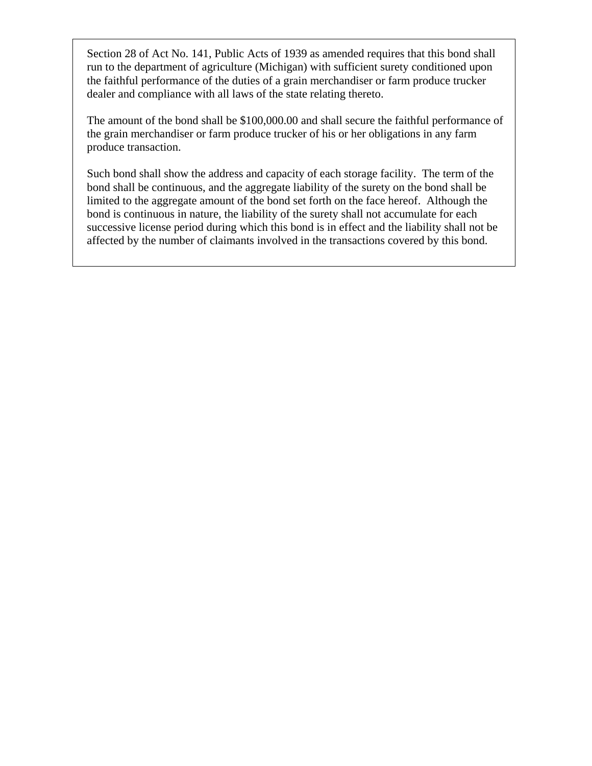Section 28 of Act No. 141, Public Acts of 1939 as amended requires that this bond shall run to the department of agriculture (Michigan) with sufficient surety conditioned upon the faithful performance of the duties of a grain merchandiser or farm produce trucker dealer and compliance with all laws of the state relating thereto.

The amount of the bond shall be $100,000.00 and shall secure the faithful performance of the grain merchandiser or farm produce trucker of his or her obligations in any farm produce transaction.

Such bond shall show the address and capacity of each storage facility. The term of the bond shall be continuous, and the aggregate liability of the surety on the bond shall be limited to the aggregate amount of the bond set forth on the face hereof. Although the bond is continuous in nature, the liability of the surety shall not accumulate for each successive license period during which this bond is in effect and the liability shall not be affected by the number of claimants involved in the transactions covered by this bond.